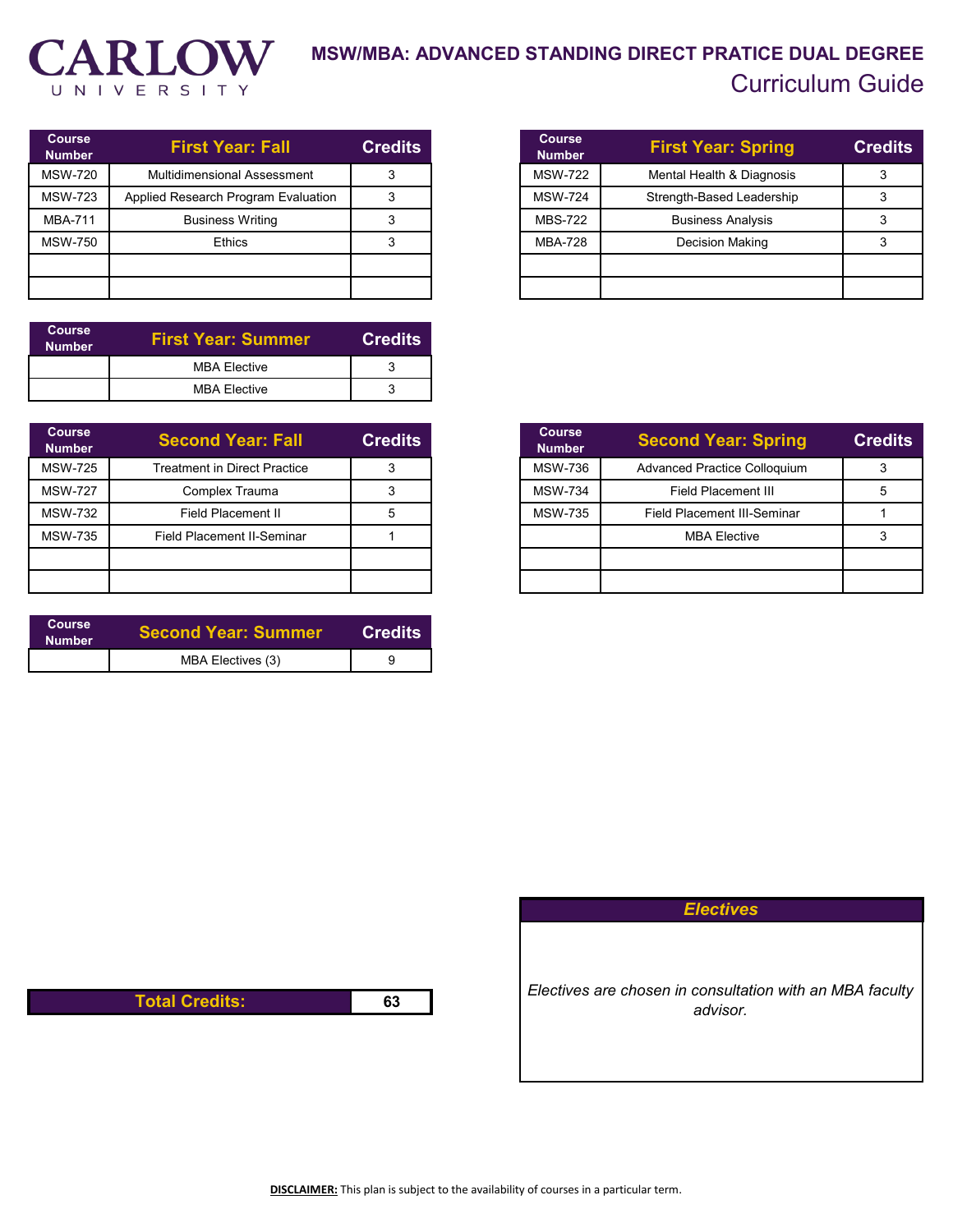CARLOW UNIVERSITY

# MSW/MBA: ADVANCED STANDING DIRECT PRATICE DUAL DEGREE

## Curriculum Guide

| Course Number | First Year: Fall | Credits |
|---|---|---|
| MSW-720 | Multidimensional Assessment | 3 |
| MSW-723 | Applied Research Program Evaluation | 3 |
| MBA-711 | Business Writing | 3 |
| MSW-750 | Ethics | 3 |
| | | |
| | | |

| Course Number | First Year: Spring | Credits |
|---|---|---|
| MSW-722 | Mental Health & Diagnosis | 3 |
| MSW-724 | Strength-Based Leadership | 3 |
| MBS-722 | Business Analysis | 3 |
| MBA-728 | Decision Making | 3 |
| | | |
| | | |

| Course Number | First Year: Summer | Credits |
|---|---|---|
| | MBA Elective | 3 |
| | MBA Elective | 3 |

| Course Number | Second Year: Fall | Credits |
|---|---|---|
| MSW-725 | Treatment in Direct Practice | 3 |
| MSW-727 | Complex Trauma | 3 |
| MSW-732 | Field Placement II | 5 |
| MSW-735 | Field Placement II-Seminar | 1 |
| | | |
| | | |

| Course Number | Second Year: Spring | Credits |
|---|---|---|
| MSW-736 | Advanced Practice Colloquium | 3 |
| MSW-734 | Field Placement III | 5 |
| MSW-735 | Field Placement III-Seminar | 1 |
| | MBA Elective | 3 |
| | | |
| | | |

| Course Number | Second Year: Summer | Credits |
|---|---|---|
| | MBA Electives (3) | 9 |

| Total Credits: | 63 |
|---|---|

| *Electives* |
|---|
| *Electives are chosen in consultation with an MBA faculty advisor.* |

**DISCLAIMER:** This plan is subject to the availability of courses in a particular term.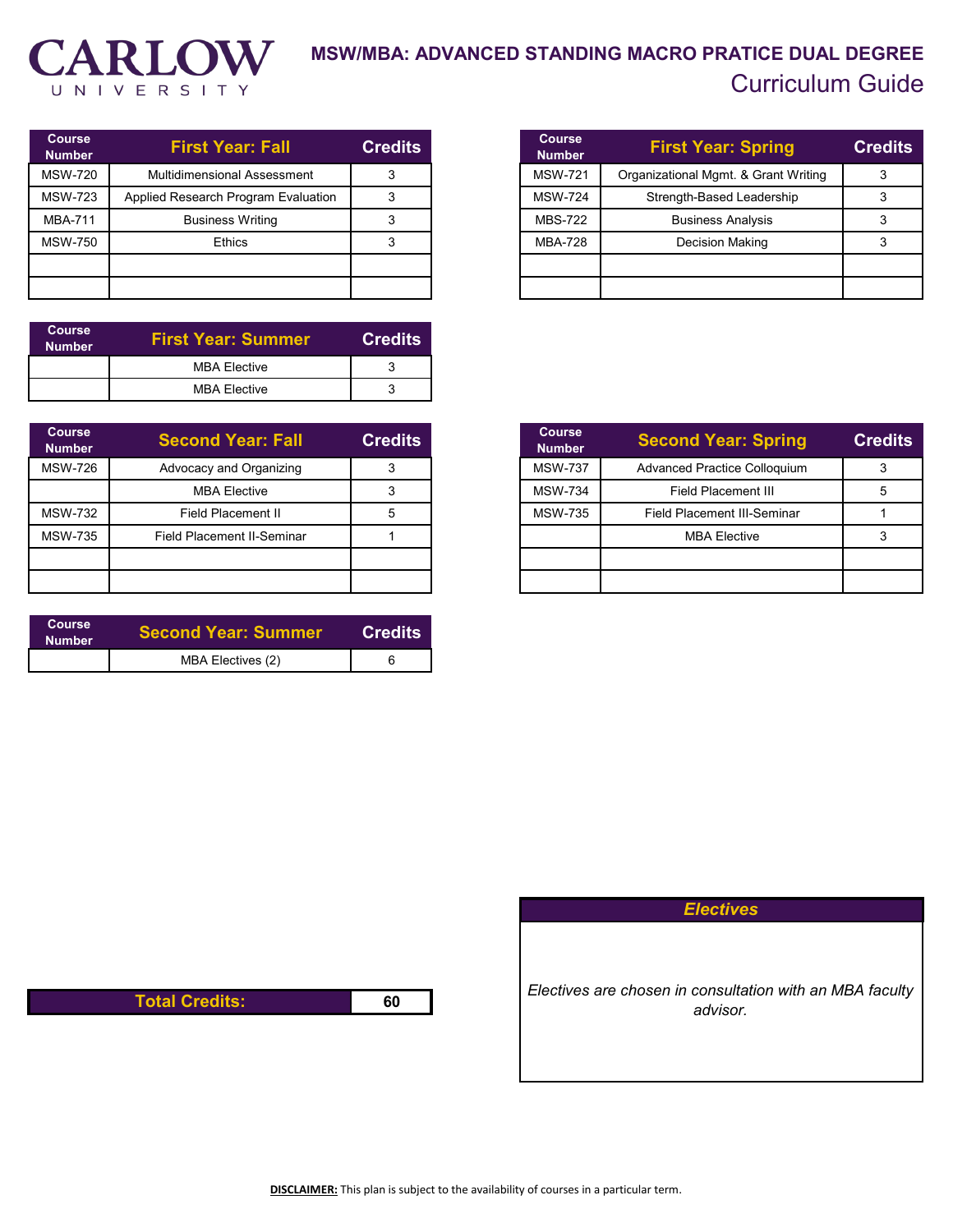# CARLOW UNIVERSITY

## MSW/MBA: ADVANCED STANDING MACRO PRATICE DUAL DEGREE

## Curriculum Guide

| Course Number | First Year: Fall | Credits |
|---|---|---|
| MSW-720 | Multidimensional Assessment | 3 |
| MSW-723 | Applied Research Program Evaluation | 3 |
| MBA-711 | Business Writing | 3 |
| MSW-750 | Ethics | 3 |
| | | |
| | | |

| Course Number | First Year: Spring | Credits |
|---|---|---|
| MSW-721 | Organizational Mgmt. & Grant Writing | 3 |
| MSW-724 | Strength-Based Leadership | 3 |
| MBS-722 | Business Analysis | 3 |
| MBA-728 | Decision Making | 3 |
| | | |
| | | |

| Course Number | First Year: Summer | Credits |
|---|---|---|
| | MBA Elective | 3 |
| | MBA Elective | 3 |

| Course Number | Second Year: Fall | Credits |
|---|---|---|
| MSW-726 | Advocacy and Organizing | 3 |
| | MBA Elective | 3 |
| MSW-732 | Field Placement II | 5 |
| MSW-735 | Field Placement II-Seminar | 1 |
| | | |
| | | |

| Course Number | Second Year: Spring | Credits |
|---|---|---|
| MSW-737 | Advanced Practice Colloquium | 3 |
| MSW-734 | Field Placement III | 5 |
| MSW-735 | Field Placement III-Seminar | 1 |
| | MBA Elective | 3 |
| | | |
| | | |

| Course Number | Second Year: Summer | Credits |
|---|---|---|
| | MBA Electives (2) | 6 |

| Total Credits: | 60 |
|---|---|

### Electives

*Electives are chosen in consultation with an MBA faculty advisor.*

**DISCLAIMER:** This plan is subject to the availability of courses in a particular term.